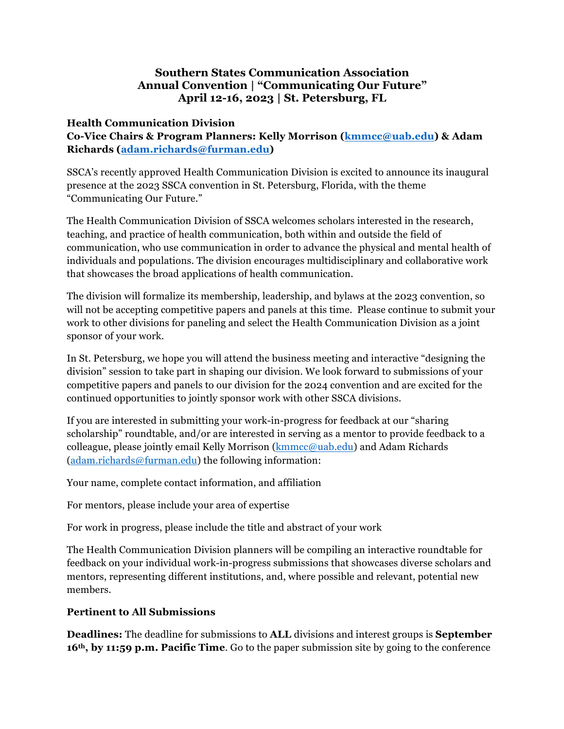**Southern States Communication Association**
**Annual Convention | "Communicating Our Future"**
**April 12-16, 2023 | St. Petersburg, FL**

**Health Communication Division**
**Co-Vice Chairs & Program Planners: Kelly Morrison ([kmmcc@uab.edu](mailto:kmmcc@uab.edu)) & Adam Richards ([adam.richards@furman.edu](mailto:adam.richards@furman.edu))**

SSCA's recently approved Health Communication Division is excited to announce its inaugural presence at the 2023 SSCA convention in St. Petersburg, Florida, with the theme "Communicating Our Future."

The Health Communication Division of SSCA welcomes scholars interested in the research, teaching, and practice of health communication, both within and outside the field of communication, who use communication in order to advance the physical and mental health of individuals and populations. The division encourages multidisciplinary and collaborative work that showcases the broad applications of health communication.

The division will formalize its membership, leadership, and bylaws at the 2023 convention, so will not be accepting competitive papers and panels at this time. Please continue to submit your work to other divisions for paneling and select the Health Communication Division as a joint sponsor of your work.

In St. Petersburg, we hope you will attend the business meeting and interactive "designing the division" session to take part in shaping our division. We look forward to submissions of your competitive papers and panels to our division for the 2024 convention and are excited for the continued opportunities to jointly sponsor work with other SSCA divisions.

If you are interested in submitting your work-in-progress for feedback at our "sharing scholarship" roundtable, and/or are interested in serving as a mentor to provide feedback to a colleague, please jointly email Kelly Morrison ([kmmcc@uab.edu](mailto:kmmcc@uab.edu)) and Adam Richards ([adam.richards@furman.edu](mailto:adam.richards@furman.edu)) the following information:

Your name, complete contact information, and affiliation

For mentors, please include your area of expertise

For work in progress, please include the title and abstract of your work

The Health Communication Division planners will be compiling an interactive roundtable for feedback on your individual work-in-progress submissions that showcases diverse scholars and mentors, representing different institutions, and, where possible and relevant, potential new members.

**Pertinent to All Submissions**

**Deadlines:** The deadline for submissions to **ALL** divisions and interest groups is **September 16th, by 11:59 p.m. Pacific Time**. Go to the paper submission site by going to the conference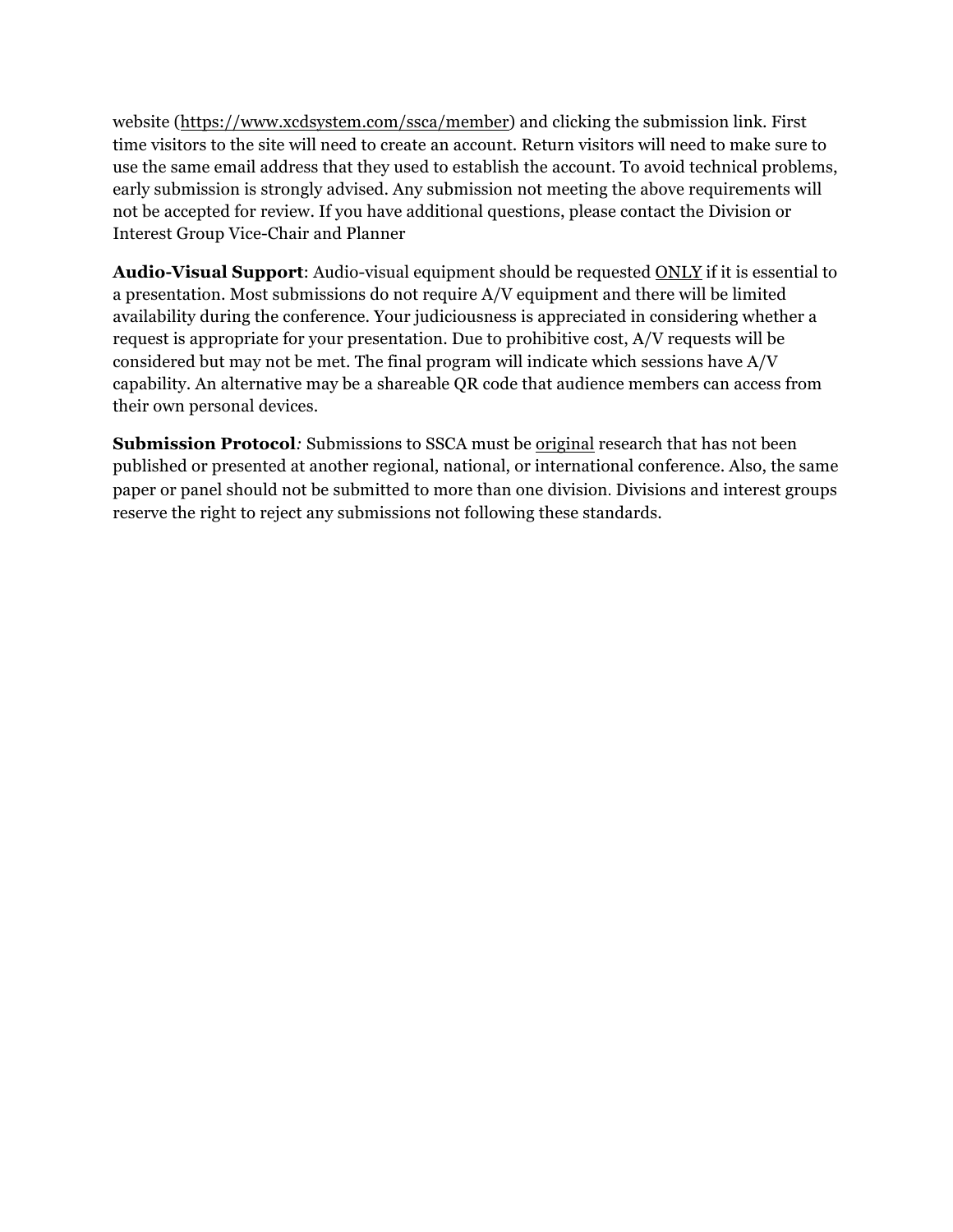website (https://www.xcdsystem.com/ssca/member) and clicking the submission link. First time visitors to the site will need to create an account. Return visitors will need to make sure to use the same email address that they used to establish the account. To avoid technical problems, early submission is strongly advised. Any submission not meeting the above requirements will not be accepted for review. If you have additional questions, please contact the Division or Interest Group Vice-Chair and Planner

**Audio-Visual Support**: Audio-visual equipment should be requested ONLY if it is essential to a presentation. Most submissions do not require A/V equipment and there will be limited availability during the conference. Your judiciousness is appreciated in considering whether a request is appropriate for your presentation. Due to prohibitive cost, A/V requests will be considered but may not be met. The final program will indicate which sessions have A/V capability. An alternative may be a shareable QR code that audience members can access from their own personal devices.

**Submission Protocol***:* Submissions to SSCA must be original research that has not been published or presented at another regional, national, or international conference. Also, the same paper or panel should not be submitted to more than one division. Divisions and interest groups reserve the right to reject any submissions not following these standards.